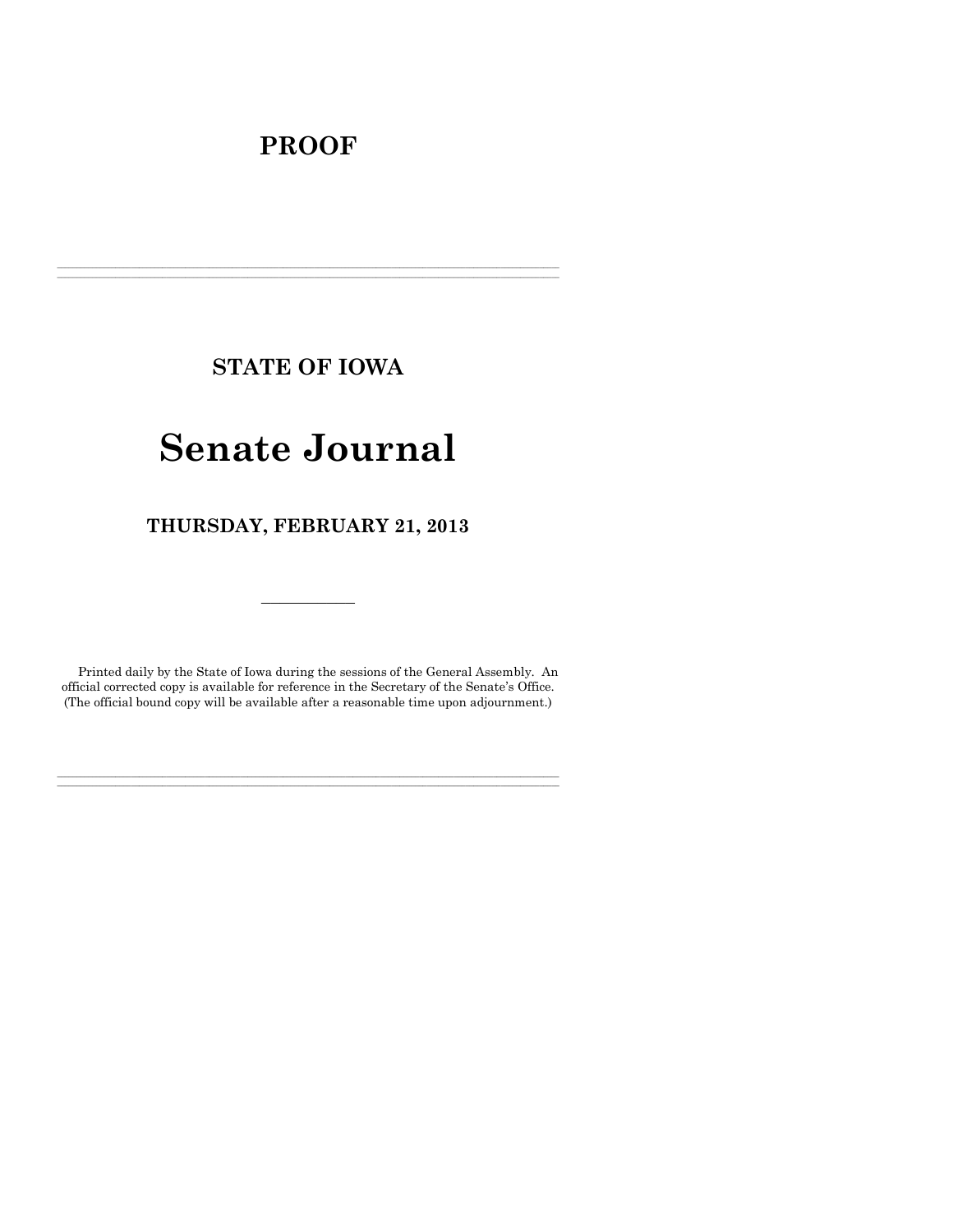# PROOF

---

## STATE OF IOWA

# Senate Journal

### THURSDAY, FEBRUARY 21, 2013

---

Printed daily by the State of Iowa during the sessions of the General Assembly. An official corrected copy is available for reference in the Secretary of the Senate's Office. (The official bound copy will be available after a reasonable time upon adjournment.)

---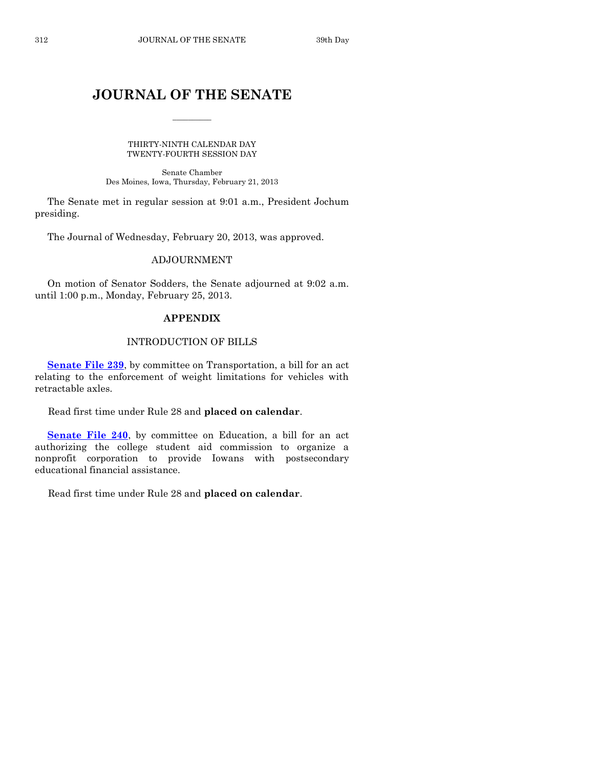# JOURNAL OF THE SENATE

THIRTY-NINTH CALENDAR DAY
TWENTY-FOURTH SESSION DAY

Senate Chamber
Des Moines, Iowa, Thursday, February 21, 2013

The Senate met in regular session at 9:01 a.m., President Jochum presiding.

The Journal of Wednesday, February 20, 2013, was approved.

## ADJOURNMENT

On motion of Senator Sodders, the Senate adjourned at 9:02 a.m. until 1:00 p.m., Monday, February 25, 2013.

## APPENDIX

### INTRODUCTION OF BILLS

**Senate File 239**, by committee on Transportation, a bill for an act relating to the enforcement of weight limitations for vehicles with retractable axles.

Read first time under Rule 28 and **placed on calendar**.

**Senate File 240**, by committee on Education, a bill for an act authorizing the college student aid commission to organize a nonprofit corporation to provide Iowans with postsecondary educational financial assistance.

Read first time under Rule 28 and **placed on calendar**.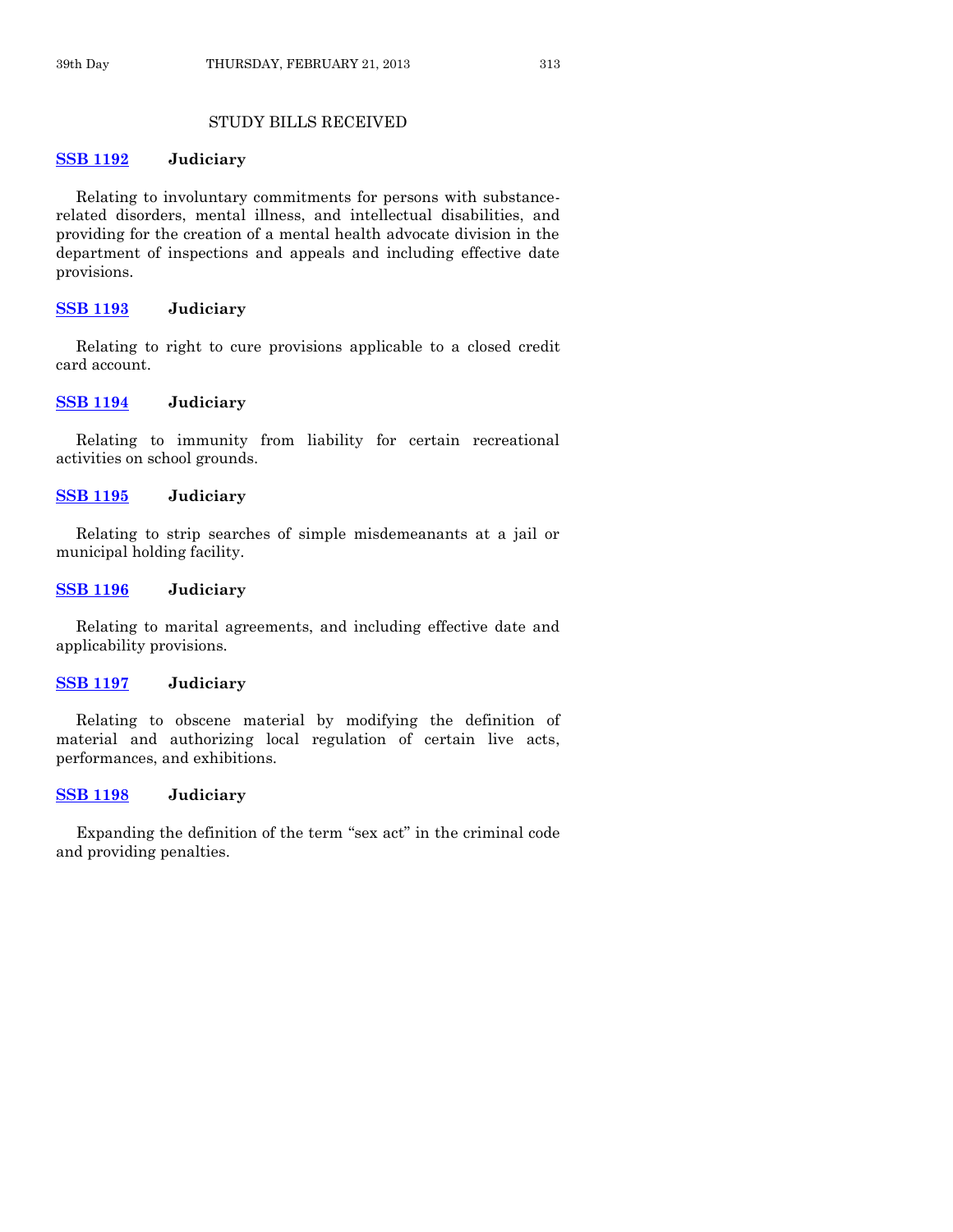## STUDY BILLS RECEIVED

**SSB 1192** **Judiciary**

Relating to involuntary commitments for persons with substance-related disorders, mental illness, and intellectual disabilities, and providing for the creation of a mental health advocate division in the department of inspections and appeals and including effective date provisions.

**SSB 1193** **Judiciary**

Relating to right to cure provisions applicable to a closed credit card account.

**SSB 1194** **Judiciary**

Relating to immunity from liability for certain recreational activities on school grounds.

**SSB 1195** **Judiciary**

Relating to strip searches of simple misdemeanants at a jail or municipal holding facility.

**SSB 1196** **Judiciary**

Relating to marital agreements, and including effective date and applicability provisions.

**SSB 1197** **Judiciary**

Relating to obscene material by modifying the definition of material and authorizing local regulation of certain live acts, performances, and exhibitions.

**SSB 1198** **Judiciary**

Expanding the definition of the term "sex act" in the criminal code and providing penalties.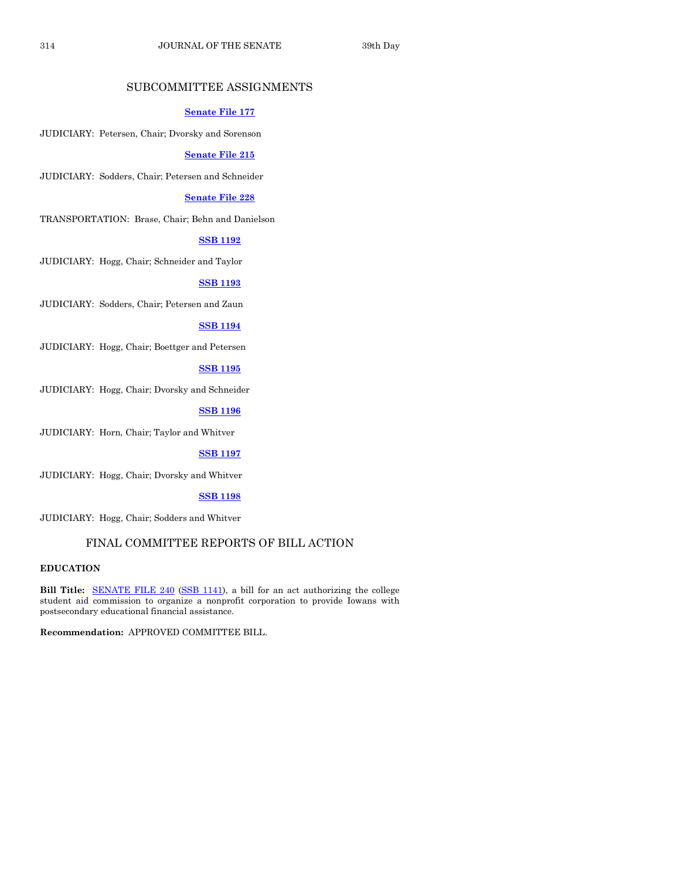## SUBCOMMITTEE ASSIGNMENTS

**Senate File 177**

JUDICIARY: Petersen, Chair; Dvorsky and Sorenson

**Senate File 215**

JUDICIARY: Sodders, Chair; Petersen and Schneider

**Senate File 228**

TRANSPORTATION: Brase, Chair; Behn and Danielson

**SSB 1192**

JUDICIARY: Hogg, Chair; Schneider and Taylor

**SSB 1193**

JUDICIARY: Sodders, Chair; Petersen and Zaun

**SSB 1194**

JUDICIARY: Hogg, Chair; Boettger and Petersen

**SSB 1195**

JUDICIARY: Hogg, Chair; Dvorsky and Schneider

**SSB 1196**

JUDICIARY: Horn, Chair; Taylor and Whitver

**SSB 1197**

JUDICIARY: Hogg, Chair; Dvorsky and Whitver

**SSB 1198**

JUDICIARY: Hogg, Chair; Sodders and Whitver

## FINAL COMMITTEE REPORTS OF BILL ACTION

**EDUCATION**

**Bill Title:** SENATE FILE 240 (SSB 1141), a bill for an act authorizing the college student aid commission to organize a nonprofit corporation to provide Iowans with postsecondary educational financial assistance.

**Recommendation:** APPROVED COMMITTEE BILL.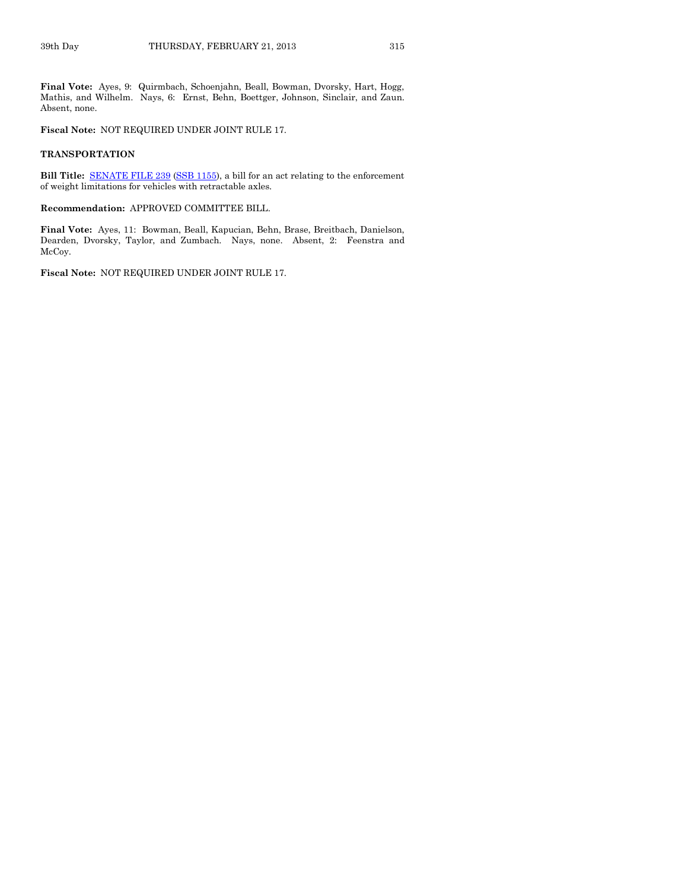**Final Vote:** Ayes, 9: Quirmbach, Schoenjahn, Beall, Bowman, Dvorsky, Hart, Hogg, Mathis, and Wilhelm. Nays, 6: Ernst, Behn, Boettger, Johnson, Sinclair, and Zaun. Absent, none.

**Fiscal Note:** NOT REQUIRED UNDER JOINT RULE 17.

**TRANSPORTATION**

**Bill Title:** SENATE FILE 239 (SSB 1155), a bill for an act relating to the enforcement of weight limitations for vehicles with retractable axles.

**Recommendation:** APPROVED COMMITTEE BILL.

**Final Vote:** Ayes, 11: Bowman, Beall, Kapucian, Behn, Brase, Breitbach, Danielson, Dearden, Dvorsky, Taylor, and Zumbach. Nays, none. Absent, 2: Feenstra and McCoy.

**Fiscal Note:** NOT REQUIRED UNDER JOINT RULE 17.